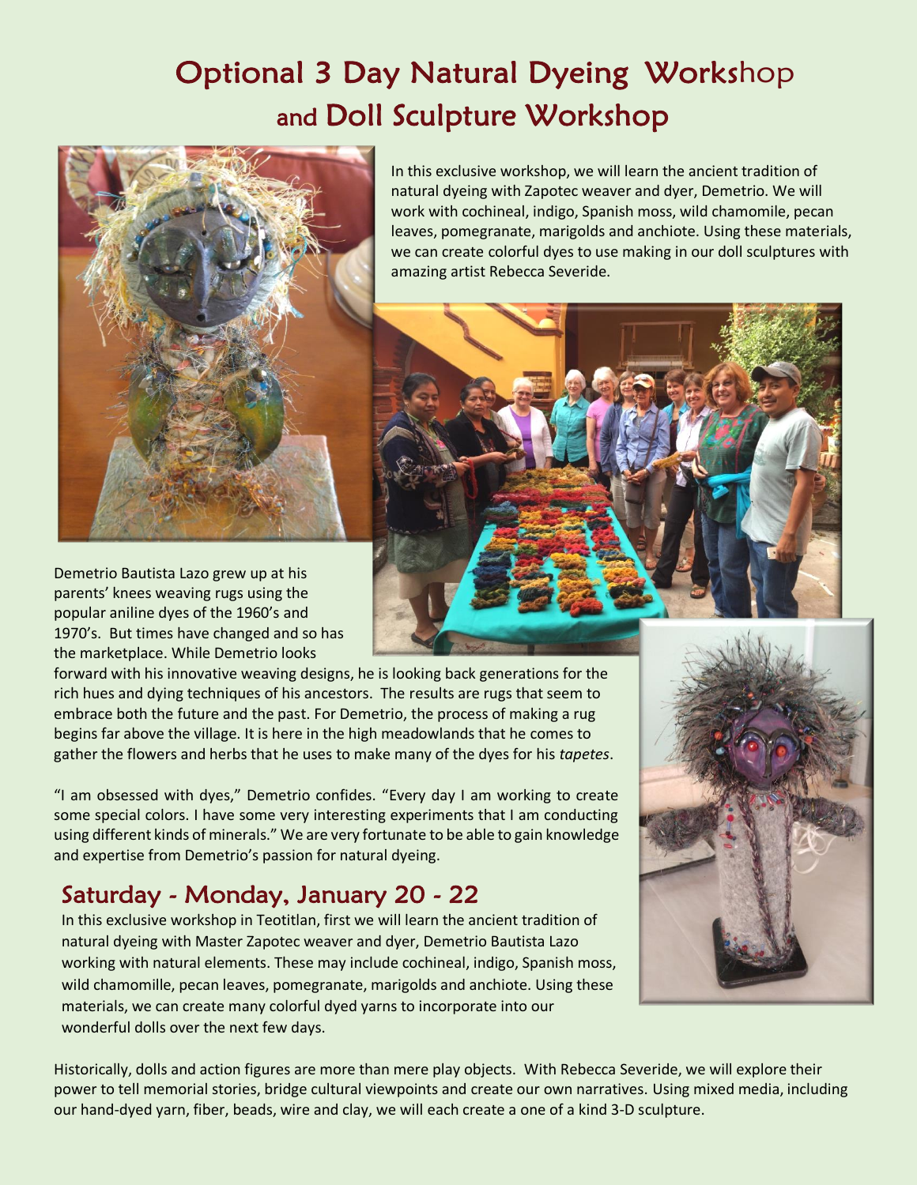# Optional 3 Day Natural Dyeing Workshop and Doll Sculpture Workshop

In this exclusive workshop, we will learn the ancient tradition of natural dyeing with Zapotec weaver and dyer, Demetrio. We will work with cochineal, indigo, Spanish moss, wild chamomile, pecan leaves, pomegranate, marigolds and anchiote. Using these materials, we can create colorful dyes to use making in our doll sculptures with amazing artist Rebecca Severide.

Demetrio Bautista Lazo grew up at his parents' knees weaving rugs using the popular aniline dyes of the 1960's and 1970's. But times have changed and so has the marketplace. While Demetrio looks forward with his innovative weaving designs, he is looking back generations for the rich hues and dying techniques of his ancestors. The results are rugs that seem to embrace both the future and the past. For Demetrio, the process of making a rug begins far above the village. It is here in the high meadowlands that he comes to gather the flowers and herbs that he uses to make many of the dyes for his *tapetes*.

"I am obsessed with dyes," Demetrio confides. "Every day I am working to create some special colors. I have some very interesting experiments that I am conducting using different kinds of minerals." We are very fortunate to be able to gain knowledge and expertise from Demetrio's passion for natural dyeing.

## Saturday - Monday, January 20 - 22

In this exclusive workshop in Teotitlan, first we will learn the ancient tradition of natural dyeing with Master Zapotec weaver and dyer, Demetrio Bautista Lazo working with natural elements. These may include cochineal, indigo, Spanish moss, wild chamomille, pecan leaves, pomegranate, marigolds and anchiote. Using these materials, we can create many colorful dyed yarns to incorporate into our wonderful dolls over the next few days.

Historically, dolls and action figures are more than mere play objects. With Rebecca Severide, we will explore their power to tell memorial stories, bridge cultural viewpoints and create our own narratives. Using mixed media, including our hand-dyed yarn, fiber, beads, wire and clay, we will each create a one of a kind 3-D sculpture.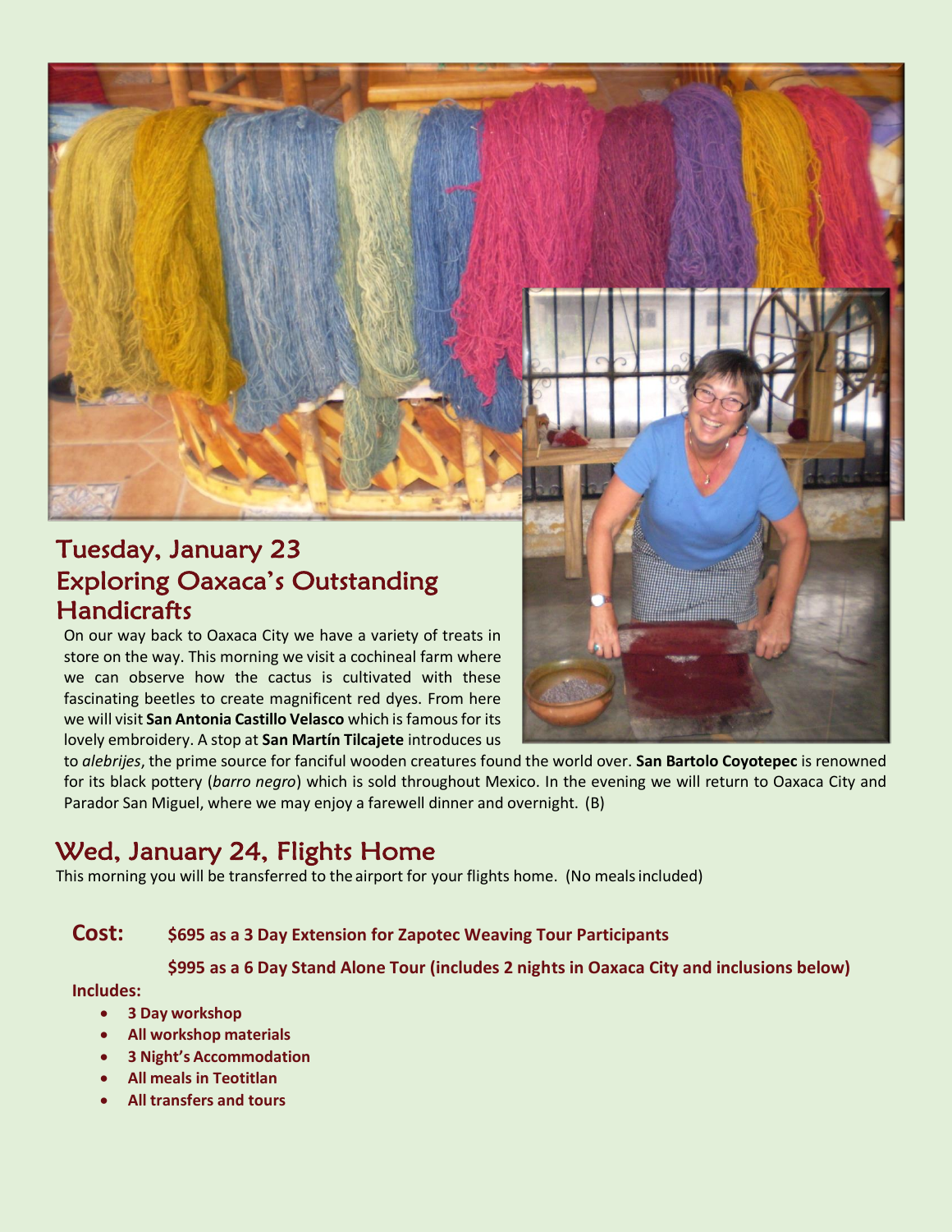## Tuesday, January 23
## Exploring Oaxaca's Outstanding Handicrafts

On our way back to Oaxaca City we have a variety of treats in store on the way. This morning we visit a cochineal farm where we can observe how the cactus is cultivated with these fascinating beetles to create magnificent red dyes. From here we will visit **San Antonia Castillo Velasco** which is famous for its lovely embroidery. A stop at **San Martín Tilcajete** introduces us to *alebrijes*, the prime source for fanciful wooden creatures found the world over. **San Bartolo Coyotepec** is renowned for its black pottery (*barro negro*) which is sold throughout Mexico. In the evening we will return to Oaxaca City and Parador San Miguel, where we may enjoy a farewell dinner and overnight. (B)

## Wed, January 24, Flights Home

This morning you will be transferred to the airport for your flights home. (No meals included)

**Cost:** **$695 as a 3 Day Extension for Zapotec Weaving Tour Participants**

**$995 as a 6 Day Stand Alone Tour (includes 2 nights in Oaxaca City and inclusions below)**

**Includes:**

- **3 Day workshop**
- **All workshop materials**
- **3 Night's Accommodation**
- **All meals in Teotitlan**
- **All transfers and tours**